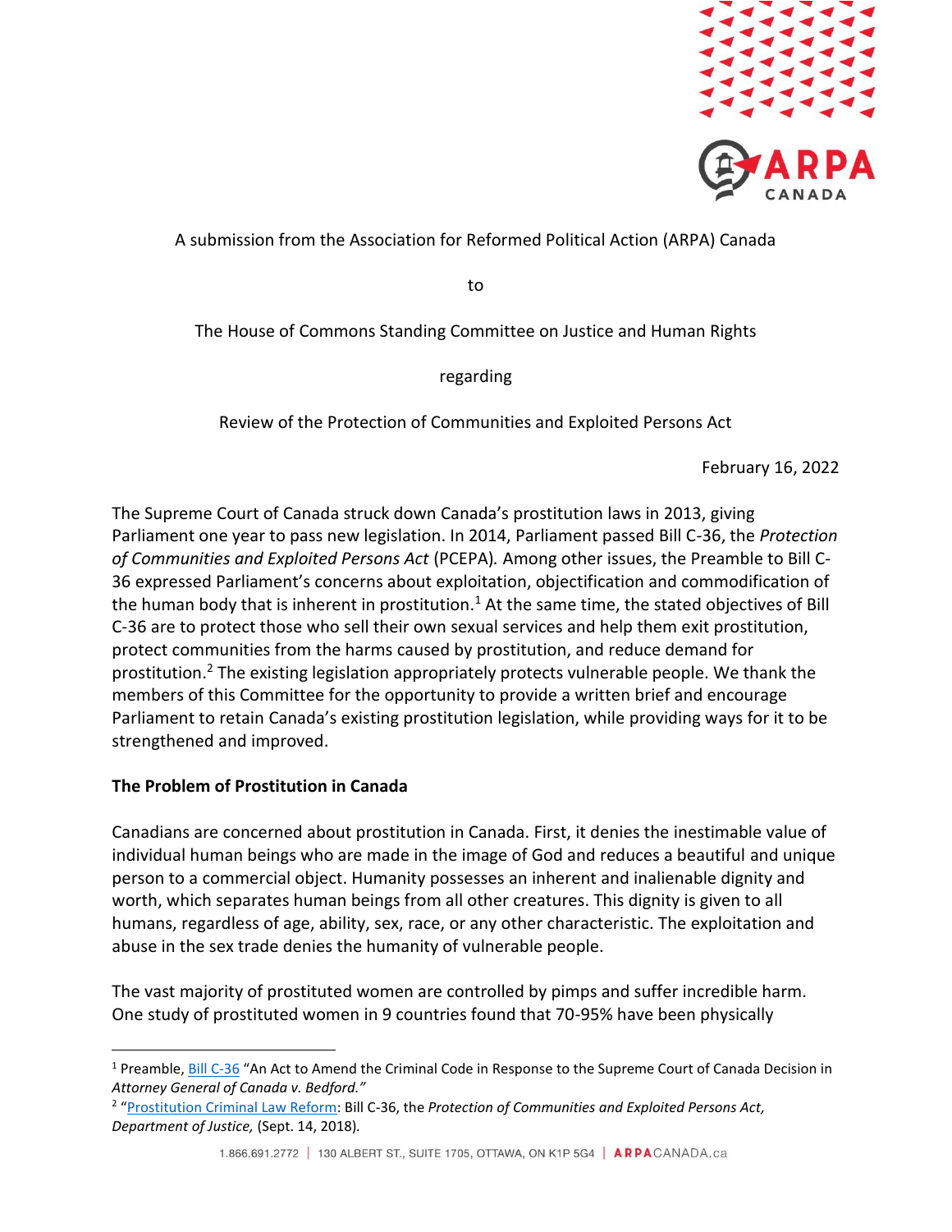A submission from the Association for Reformed Political Action (ARPA) Canada

to

The House of Commons Standing Committee on Justice and Human Rights

regarding

Review of the Protection of Communities and Exploited Persons Act

February 16, 2022

The Supreme Court of Canada struck down Canada's prostitution laws in 2013, giving Parliament one year to pass new legislation. In 2014, Parliament passed Bill C-36, the *Protection of Communities and Exploited Persons Act* (PCEPA). Among other issues, the Preamble to Bill C-36 expressed Parliament's concerns about exploitation, objectification and commodification of the human body that is inherent in prostitution.[1] At the same time, the stated objectives of Bill C-36 are to protect those who sell their own sexual services and help them exit prostitution, protect communities from the harms caused by prostitution, and reduce demand for prostitution.[2] The existing legislation appropriately protects vulnerable people. We thank the members of this Committee for the opportunity to provide a written brief and encourage Parliament to retain Canada's existing prostitution legislation, while providing ways for it to be strengthened and improved.

**The Problem of Prostitution in Canada**

Canadians are concerned about prostitution in Canada. First, it denies the inestimable value of individual human beings who are made in the image of God and reduces a beautiful and unique person to a commercial object. Humanity possesses an inherent and inalienable dignity and worth, which separates human beings from all other creatures. This dignity is given to all humans, regardless of age, ability, sex, race, or any other characteristic. The exploitation and abuse in the sex trade denies the humanity of vulnerable people.

The vast majority of prostituted women are controlled by pimps and suffer incredible harm. One study of prostituted women in 9 countries found that 70-95% have been physically

---

[1] Preamble, Bill C-36 "An Act to Amend the Criminal Code in Response to the Supreme Court of Canada Decision in *Attorney General of Canada v. Bedford."*

[2] "Prostitution Criminal Law Reform: Bill C-36, the *Protection of Communities and Exploited Persons Act, Department of Justice,* (Sept. 14, 2018)*.*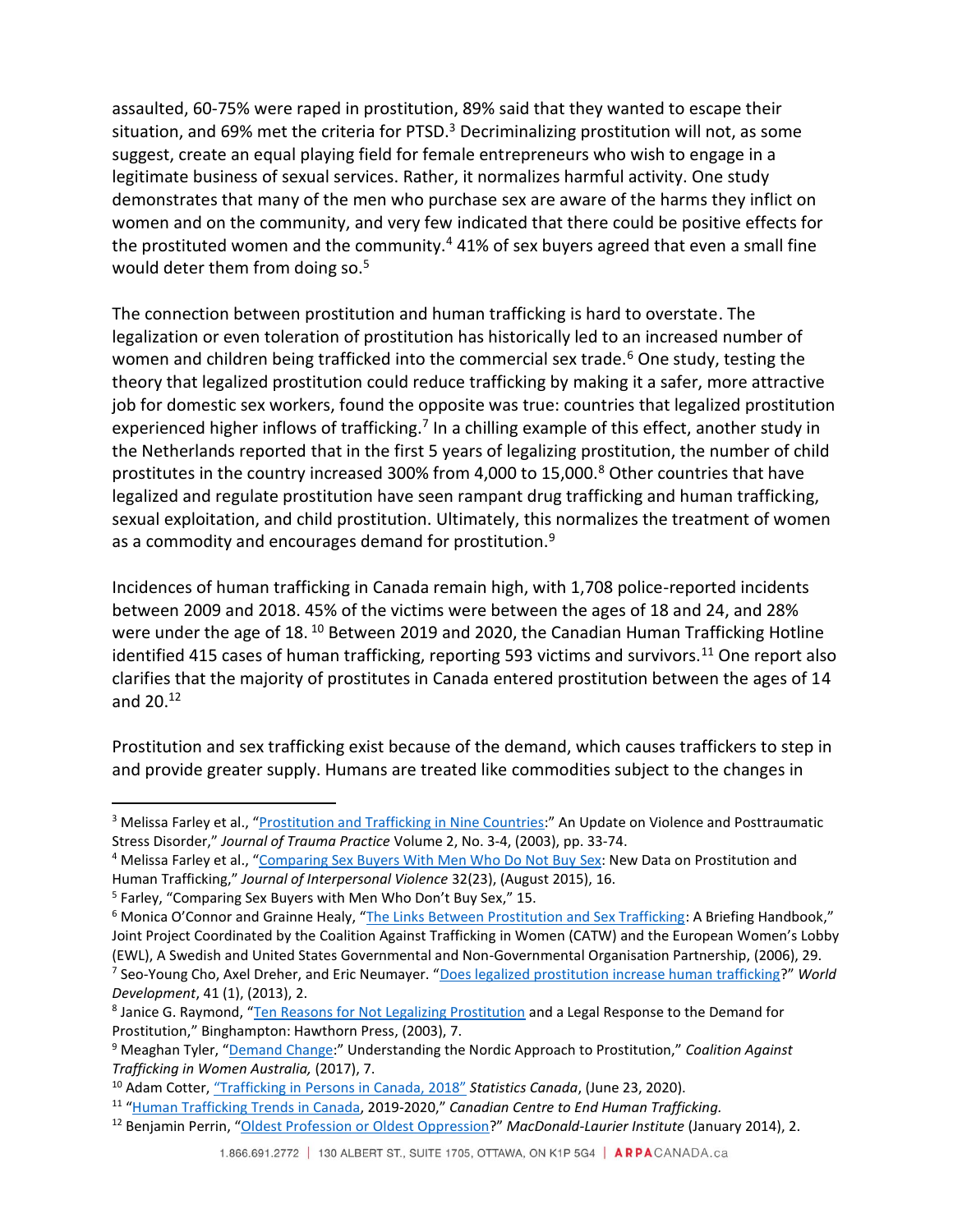assaulted, 60-75% were raped in prostitution, 89% said that they wanted to escape their situation, and 69% met the criteria for PTSD.[3] Decriminalizing prostitution will not, as some suggest, create an equal playing field for female entrepreneurs who wish to engage in a legitimate business of sexual services. Rather, it normalizes harmful activity. One study demonstrates that many of the men who purchase sex are aware of the harms they inflict on women and on the community, and very few indicated that there could be positive effects for the prostituted women and the community.[4] 41% of sex buyers agreed that even a small fine would deter them from doing so.[5]

The connection between prostitution and human trafficking is hard to overstate. The legalization or even toleration of prostitution has historically led to an increased number of women and children being trafficked into the commercial sex trade.[6] One study, testing the theory that legalized prostitution could reduce trafficking by making it a safer, more attractive job for domestic sex workers, found the opposite was true: countries that legalized prostitution experienced higher inflows of trafficking.[7] In a chilling example of this effect, another study in the Netherlands reported that in the first 5 years of legalizing prostitution, the number of child prostitutes in the country increased 300% from 4,000 to 15,000.[8] Other countries that have legalized and regulate prostitution have seen rampant drug trafficking and human trafficking, sexual exploitation, and child prostitution. Ultimately, this normalizes the treatment of women as a commodity and encourages demand for prostitution.[9]

Incidences of human trafficking in Canada remain high, with 1,708 police-reported incidents between 2009 and 2018. 45% of the victims were between the ages of 18 and 24, and 28% were under the age of 18.[10] Between 2019 and 2020, the Canadian Human Trafficking Hotline identified 415 cases of human trafficking, reporting 593 victims and survivors.[11] One report also clarifies that the majority of prostitutes in Canada entered prostitution between the ages of 14 and 20.[12]

Prostitution and sex trafficking exist because of the demand, which causes traffickers to step in and provide greater supply. Humans are treated like commodities subject to the changes in

---

[3] Melissa Farley et al., "Prostitution and Trafficking in Nine Countries:" An Update on Violence and Posttraumatic Stress Disorder," *Journal of Trauma Practice* Volume 2, No. 3-4, (2003), pp. 33-74.

[4] Melissa Farley et al., "Comparing Sex Buyers With Men Who Do Not Buy Sex: New Data on Prostitution and Human Trafficking," *Journal of Interpersonal Violence* 32(23), (August 2015), 16.

[5] Farley, "Comparing Sex Buyers with Men Who Don't Buy Sex," 15.

[6] Monica O'Connor and Grainne Healy, "The Links Between Prostitution and Sex Trafficking: A Briefing Handbook," Joint Project Coordinated by the Coalition Against Trafficking in Women (CATW) and the European Women's Lobby (EWL), A Swedish and United States Governmental and Non-Governmental Organisation Partnership, (2006), 29.

[7] Seo-Young Cho, Axel Dreher, and Eric Neumayer. "Does legalized prostitution increase human trafficking?" *World Development*, 41 (1), (2013), 2.

[8] Janice G. Raymond, "Ten Reasons for Not Legalizing Prostitution and a Legal Response to the Demand for Prostitution," Binghampton: Hawthorn Press, (2003), 7.

[9] Meaghan Tyler, "Demand Change:" Understanding the Nordic Approach to Prostitution," *Coalition Against Trafficking in Women Australia,* (2017), 7.

[10] Adam Cotter, "Trafficking in Persons in Canada, 2018" *Statistics Canada*, (June 23, 2020).

[11] "Human Trafficking Trends in Canada, 2019-2020," *Canadian Centre to End Human Trafficking.*

[12] Benjamin Perrin, "Oldest Profession or Oldest Oppression?" *MacDonald-Laurier Institute* (January 2014), 2.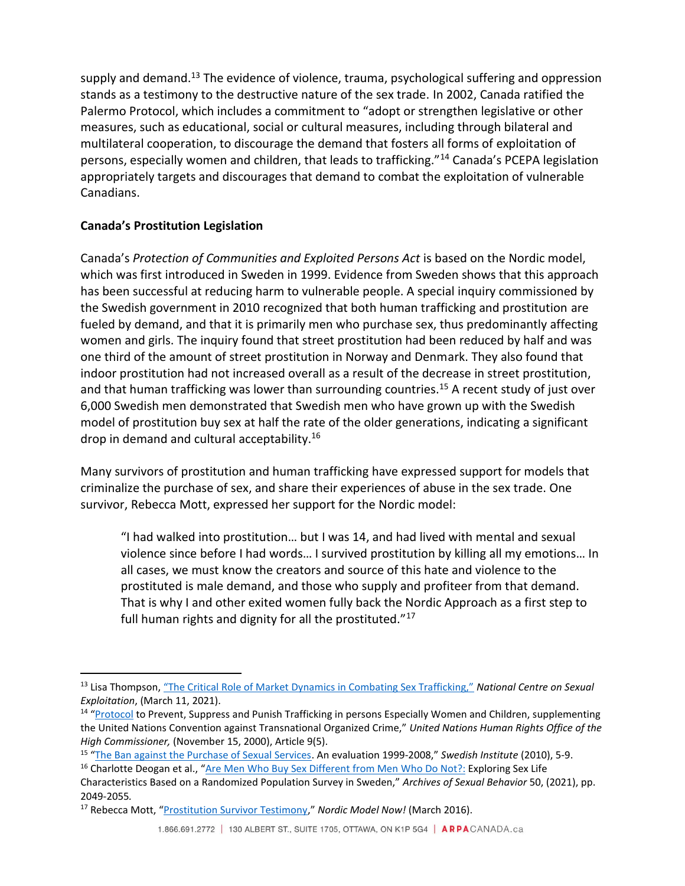supply and demand.[13] The evidence of violence, trauma, psychological suffering and oppression stands as a testimony to the destructive nature of the sex trade. In 2002, Canada ratified the Palermo Protocol, which includes a commitment to "adopt or strengthen legislative or other measures, such as educational, social or cultural measures, including through bilateral and multilateral cooperation, to discourage the demand that fosters all forms of exploitation of persons, especially women and children, that leads to trafficking."[14] Canada's PCEPA legislation appropriately targets and discourages that demand to combat the exploitation of vulnerable Canadians.

## Canada's Prostitution Legislation

Canada's *Protection of Communities and Exploited Persons Act* is based on the Nordic model, which was first introduced in Sweden in 1999. Evidence from Sweden shows that this approach has been successful at reducing harm to vulnerable people. A special inquiry commissioned by the Swedish government in 2010 recognized that both human trafficking and prostitution are fueled by demand, and that it is primarily men who purchase sex, thus predominantly affecting women and girls. The inquiry found that street prostitution had been reduced by half and was one third of the amount of street prostitution in Norway and Denmark. They also found that indoor prostitution had not increased overall as a result of the decrease in street prostitution, and that human trafficking was lower than surrounding countries.[15] A recent study of just over 6,000 Swedish men demonstrated that Swedish men who have grown up with the Swedish model of prostitution buy sex at half the rate of the older generations, indicating a significant drop in demand and cultural acceptability.[16]

Many survivors of prostitution and human trafficking have expressed support for models that criminalize the purchase of sex, and share their experiences of abuse in the sex trade. One survivor, Rebecca Mott, expressed her support for the Nordic model:

> "I had walked into prostitution… but I was 14, and had lived with mental and sexual violence since before I had words… I survived prostitution by killing all my emotions… In all cases, we must know the creators and source of this hate and violence to the prostituted is male demand, and those who supply and profiteer from that demand. That is why I and other exited women fully back the Nordic Approach as a first step to full human rights and dignity for all the prostituted."[17]

---

[13] Lisa Thompson, "The Critical Role of Market Dynamics in Combating Sex Trafficking," *National Centre on Sexual Exploitation*, (March 11, 2021).

[14] "Protocol to Prevent, Suppress and Punish Trafficking in persons Especially Women and Children, supplementing the United Nations Convention against Transnational Organized Crime," *United Nations Human Rights Office of the High Commissioner,* (November 15, 2000), Article 9(5).

[15] "The Ban against the Purchase of Sexual Services. An evaluation 1999-2008," *Swedish Institute* (2010), 5-9.

[16] Charlotte Deogan et al., "Are Men Who Buy Sex Different from Men Who Do Not?: Exploring Sex Life Characteristics Based on a Randomized Population Survey in Sweden," *Archives of Sexual Behavior* 50, (2021), pp. 2049-2055.

[17] Rebecca Mott, "Prostitution Survivor Testimony," *Nordic Model Now!* (March 2016).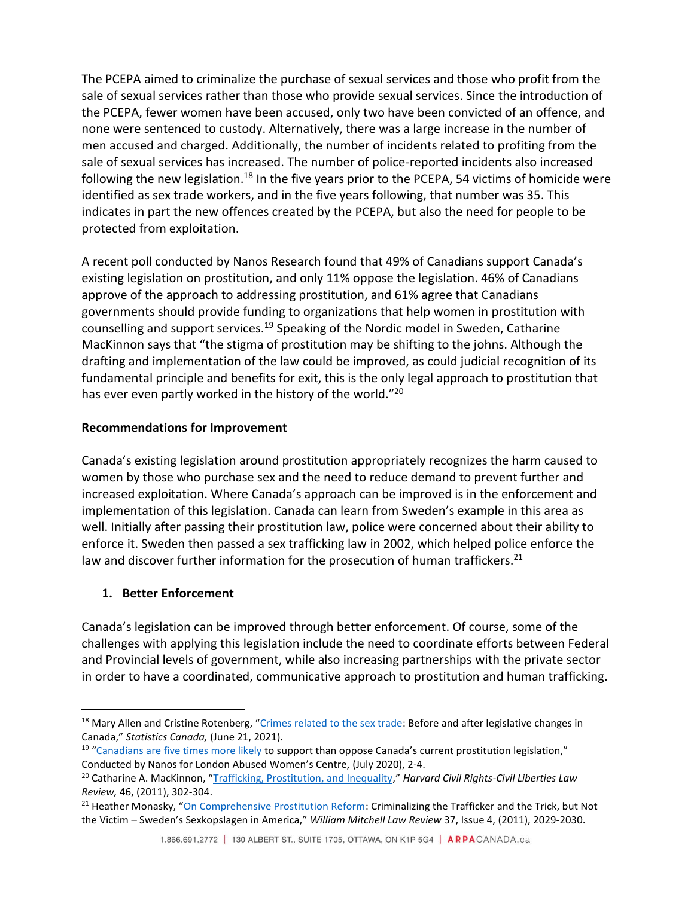The PCEPA aimed to criminalize the purchase of sexual services and those who profit from the sale of sexual services rather than those who provide sexual services. Since the introduction of the PCEPA, fewer women have been accused, only two have been convicted of an offence, and none were sentenced to custody. Alternatively, there was a large increase in the number of men accused and charged. Additionally, the number of incidents related to profiting from the sale of sexual services has increased. The number of police-reported incidents also increased following the new legislation.[18] In the five years prior to the PCEPA, 54 victims of homicide were identified as sex trade workers, and in the five years following, that number was 35. This indicates in part the new offences created by the PCEPA, but also the need for people to be protected from exploitation.

A recent poll conducted by Nanos Research found that 49% of Canadians support Canada's existing legislation on prostitution, and only 11% oppose the legislation. 46% of Canadians approve of the approach to addressing prostitution, and 61% agree that Canadians governments should provide funding to organizations that help women in prostitution with counselling and support services.[19] Speaking of the Nordic model in Sweden, Catharine MacKinnon says that "the stigma of prostitution may be shifting to the johns. Although the drafting and implementation of the law could be improved, as could judicial recognition of its fundamental principle and benefits for exit, this is the only legal approach to prostitution that has ever even partly worked in the history of the world."[20]

**Recommendations for Improvement**

Canada's existing legislation around prostitution appropriately recognizes the harm caused to women by those who purchase sex and the need to reduce demand to prevent further and increased exploitation. Where Canada's approach can be improved is in the enforcement and implementation of this legislation. Canada can learn from Sweden's example in this area as well. Initially after passing their prostitution law, police were concerned about their ability to enforce it. Sweden then passed a sex trafficking law in 2002, which helped police enforce the law and discover further information for the prosecution of human traffickers.[21]

1. **Better Enforcement**

Canada's legislation can be improved through better enforcement. Of course, some of the challenges with applying this legislation include the need to coordinate efforts between Federal and Provincial levels of government, while also increasing partnerships with the private sector in order to have a coordinated, communicative approach to prostitution and human trafficking.

---

[18] Mary Allen and Cristine Rotenberg, "Crimes related to the sex trade: Before and after legislative changes in Canada," *Statistics Canada,* (June 21, 2021).

[19] "Canadians are five times more likely to support than oppose Canada's current prostitution legislation," Conducted by Nanos for London Abused Women's Centre, (July 2020), 2-4.

[20] Catharine A. MacKinnon, "Trafficking, Prostitution, and Inequality," *Harvard Civil Rights-Civil Liberties Law Review,* 46, (2011), 302-304.

[21] Heather Monasky, "On Comprehensive Prostitution Reform: Criminalizing the Trafficker and the Trick, but Not the Victim – Sweden's Sexkopslagen in America," *William Mitchell Law Review* 37, Issue 4, (2011), 2029-2030.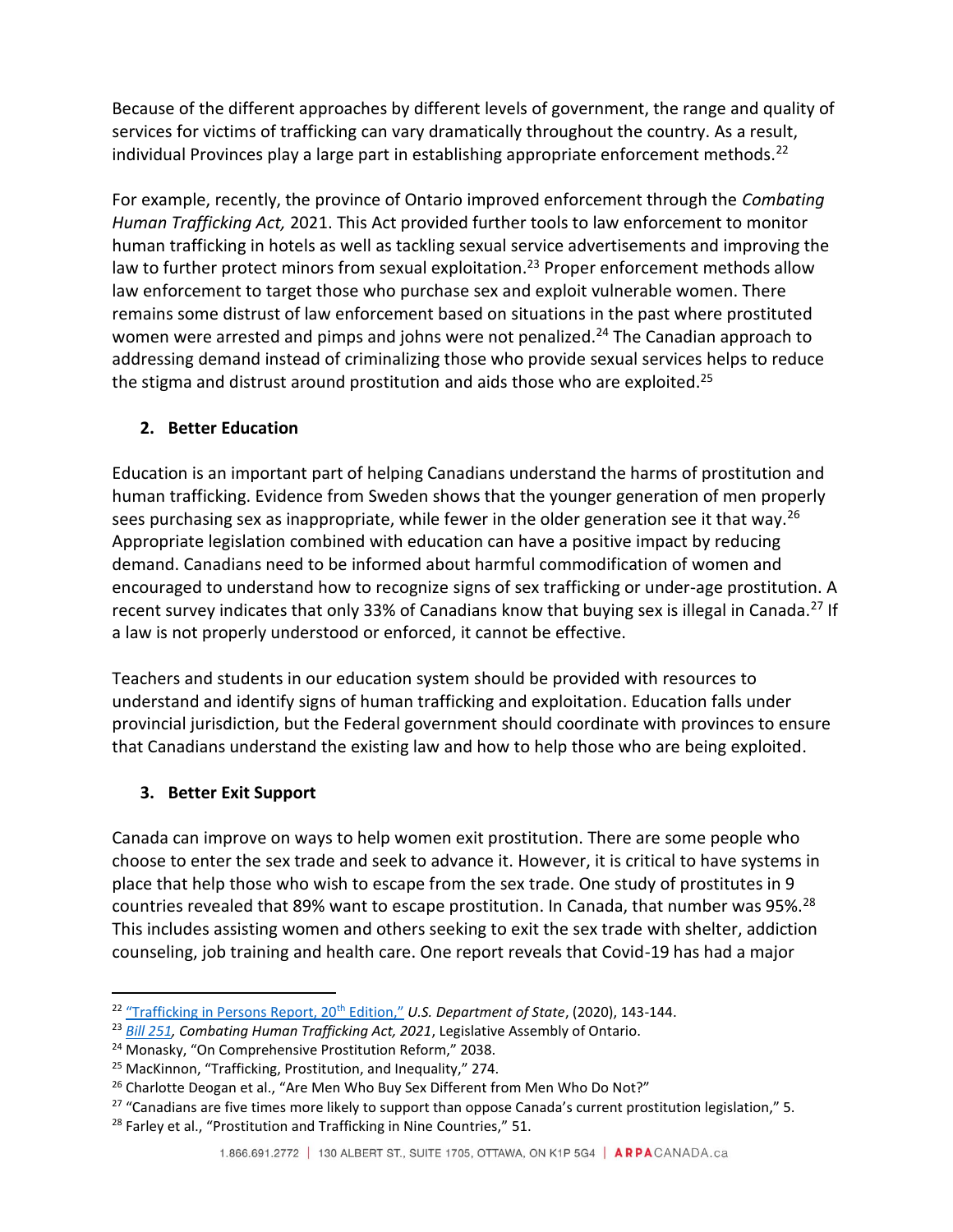Because of the different approaches by different levels of government, the range and quality of services for victims of trafficking can vary dramatically throughout the country. As a result, individual Provinces play a large part in establishing appropriate enforcement methods.[22]

For example, recently, the province of Ontario improved enforcement through the *Combating Human Trafficking Act,* 2021. This Act provided further tools to law enforcement to monitor human trafficking in hotels as well as tackling sexual service advertisements and improving the law to further protect minors from sexual exploitation.[23] Proper enforcement methods allow law enforcement to target those who purchase sex and exploit vulnerable women. There remains some distrust of law enforcement based on situations in the past where prostituted women were arrested and pimps and johns were not penalized.[24] The Canadian approach to addressing demand instead of criminalizing those who provide sexual services helps to reduce the stigma and distrust around prostitution and aids those who are exploited.[25]

### 2. Better Education

Education is an important part of helping Canadians understand the harms of prostitution and human trafficking. Evidence from Sweden shows that the younger generation of men properly sees purchasing sex as inappropriate, while fewer in the older generation see it that way.[26] Appropriate legislation combined with education can have a positive impact by reducing demand. Canadians need to be informed about harmful commodification of women and encouraged to understand how to recognize signs of sex trafficking or under-age prostitution. A recent survey indicates that only 33% of Canadians know that buying sex is illegal in Canada.[27] If a law is not properly understood or enforced, it cannot be effective.

Teachers and students in our education system should be provided with resources to understand and identify signs of human trafficking and exploitation. Education falls under provincial jurisdiction, but the Federal government should coordinate with provinces to ensure that Canadians understand the existing law and how to help those who are being exploited.

### 3. Better Exit Support

Canada can improve on ways to help women exit prostitution. There are some people who choose to enter the sex trade and seek to advance it. However, it is critical to have systems in place that help those who wish to escape from the sex trade. One study of prostitutes in 9 countries revealed that 89% want to escape prostitution. In Canada, that number was 95%.[28] This includes assisting women and others seeking to exit the sex trade with shelter, addiction counseling, job training and health care. One report reveals that Covid-19 has had a major

---

[22] "Trafficking in Persons Report, 20th Edition," *U.S. Department of State*, (2020), 143-144.

[23] *Bill 251*, *Combating Human Trafficking Act, 2021*, Legislative Assembly of Ontario.

[24] Monasky, "On Comprehensive Prostitution Reform," 2038.

[25] MacKinnon, "Trafficking, Prostitution, and Inequality," 274.

[26] Charlotte Deogan et al., "Are Men Who Buy Sex Different from Men Who Do Not?"

[27] "Canadians are five times more likely to support than oppose Canada's current prostitution legislation," 5.

[28] Farley et al., "Prostitution and Trafficking in Nine Countries," 51.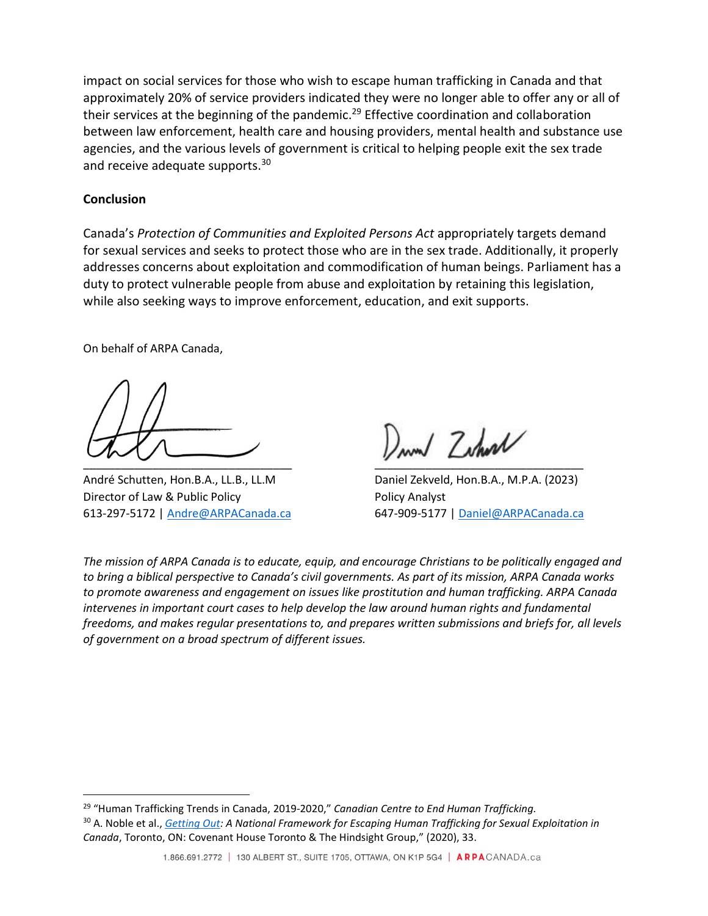impact on social services for those who wish to escape human trafficking in Canada and that approximately 20% of service providers indicated they were no longer able to offer any or all of their services at the beginning of the pandemic.[29] Effective coordination and collaboration between law enforcement, health care and housing providers, mental health and substance use agencies, and the various levels of government is critical to helping people exit the sex trade and receive adequate supports.[30]

**Conclusion**

Canada's *Protection of Communities and Exploited Persons Act* appropriately targets demand for sexual services and seeks to protect those who are in the sex trade. Additionally, it properly addresses concerns about exploitation and commodification of human beings. Parliament has a duty to protect vulnerable people from abuse and exploitation by retaining this legislation, while also seeking ways to improve enforcement, education, and exit supports.

On behalf of ARPA Canada,

André Schutten, Hon.B.A., LL.B., LL.M
Director of Law & Public Policy
613-297-5172 | Andre@ARPACanada.ca

Daniel Zekveld, Hon.B.A., M.P.A. (2023)
Policy Analyst
647-909-5177 | Daniel@ARPACanada.ca

*The mission of ARPA Canada is to educate, equip, and encourage Christians to be politically engaged and to bring a biblical perspective to Canada's civil governments. As part of its mission, ARPA Canada works to promote awareness and engagement on issues like prostitution and human trafficking. ARPA Canada intervenes in important court cases to help develop the law around human rights and fundamental freedoms, and makes regular presentations to, and prepares written submissions and briefs for, all levels of government on a broad spectrum of different issues.*

---

[29] "Human Trafficking Trends in Canada, 2019-2020," *Canadian Centre to End Human Trafficking.*

[30] A. Noble et al., *Getting Out: A National Framework for Escaping Human Trafficking for Sexual Exploitation in Canada*, Toronto, ON: Covenant House Toronto & The Hindsight Group," (2020), 33.